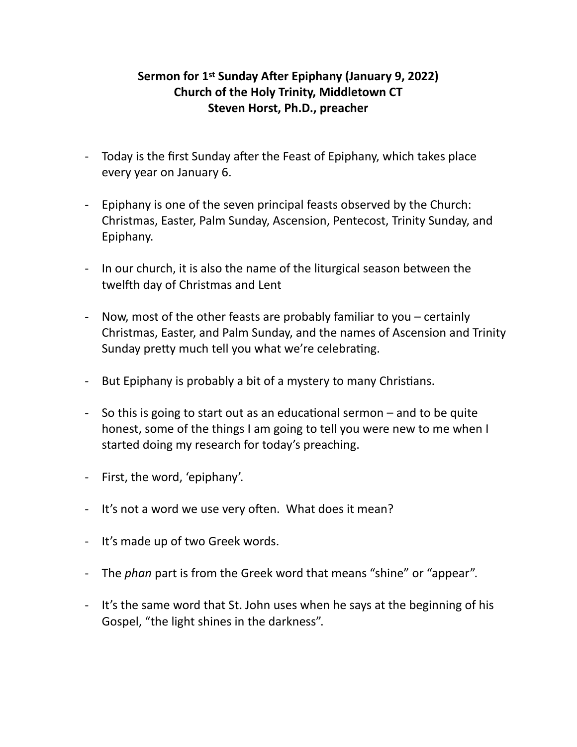**Sermon for 1st Sunday After Epiphany (January 9, 2022)**
**Church of the Holy Trinity, Middletown CT**
**Steven Horst, Ph.D., preacher**

- Today is the first Sunday after the Feast of Epiphany, which takes place every year on January 6.

- Epiphany is one of the seven principal feasts observed by the Church: Christmas, Easter, Palm Sunday, Ascension, Pentecost, Trinity Sunday, and Epiphany.

- In our church, it is also the name of the liturgical season between the twelfth day of Christmas and Lent

- Now, most of the other feasts are probably familiar to you – certainly Christmas, Easter, and Palm Sunday, and the names of Ascension and Trinity Sunday pretty much tell you what we're celebrating.

- But Epiphany is probably a bit of a mystery to many Christians.

- So this is going to start out as an educational sermon – and to be quite honest, some of the things I am going to tell you were new to me when I started doing my research for today's preaching.

- First, the word, 'epiphany'.

- It's not a word we use very often. What does it mean?

- It's made up of two Greek words.

- The *phan* part is from the Greek word that means "shine" or "appear".

- It's the same word that St. John uses when he says at the beginning of his Gospel, "the light shines in the darkness".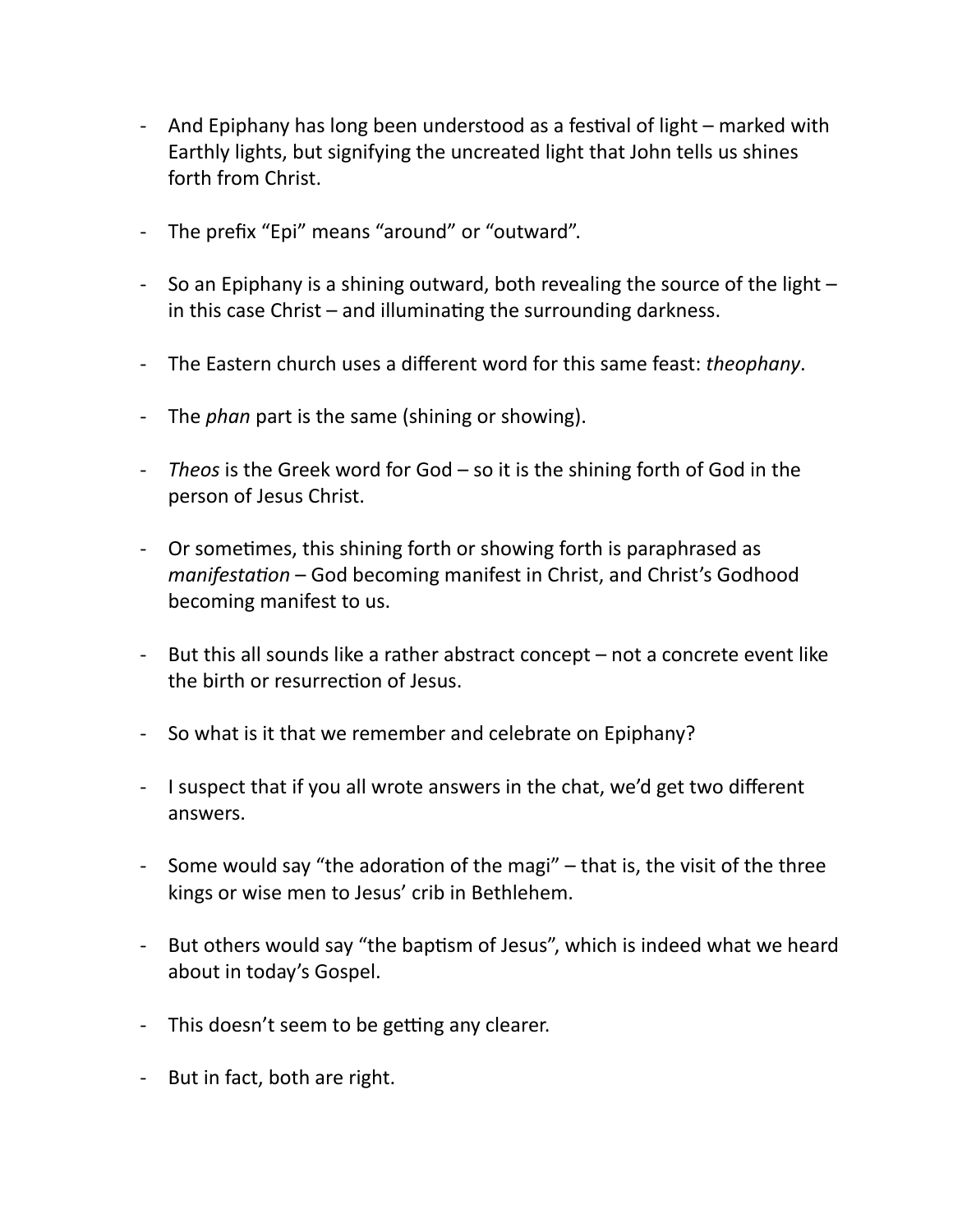- And Epiphany has long been understood as a festival of light – marked with Earthly lights, but signifying the uncreated light that John tells us shines forth from Christ.

- The prefix "Epi" means "around" or "outward".

- So an Epiphany is a shining outward, both revealing the source of the light – in this case Christ – and illuminating the surrounding darkness.

- The Eastern church uses a different word for this same feast: *theophany*.

- The *phan* part is the same (shining or showing).

- *Theos* is the Greek word for God – so it is the shining forth of God in the person of Jesus Christ.

- Or sometimes, this shining forth or showing forth is paraphrased as *manifestation* – God becoming manifest in Christ, and Christ's Godhood becoming manifest to us.

- But this all sounds like a rather abstract concept – not a concrete event like the birth or resurrection of Jesus.

- So what is it that we remember and celebrate on Epiphany?

- I suspect that if you all wrote answers in the chat, we'd get two different answers.

- Some would say "the adoration of the magi" – that is, the visit of the three kings or wise men to Jesus' crib in Bethlehem.

- But others would say "the baptism of Jesus", which is indeed what we heard about in today's Gospel.

- This doesn't seem to be getting any clearer.

- But in fact, both are right.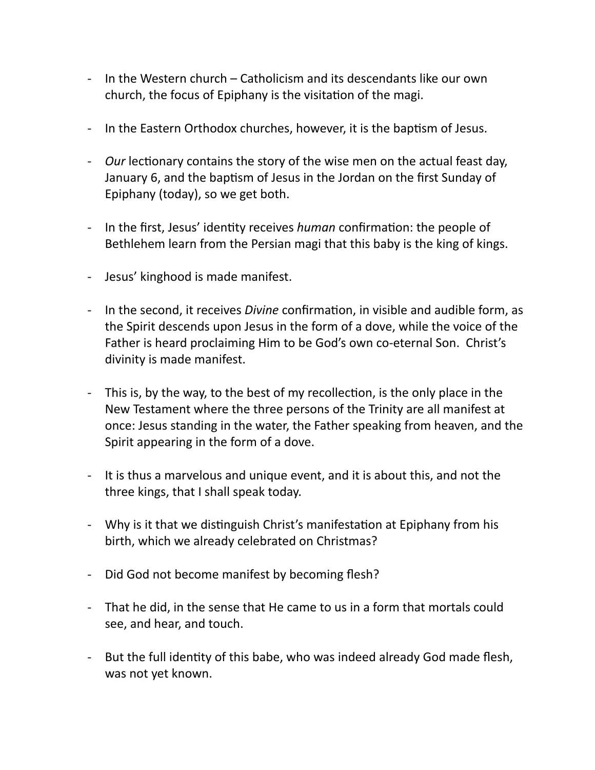- In the Western church – Catholicism and its descendants like our own church, the focus of Epiphany is the visitation of the magi.

- In the Eastern Orthodox churches, however, it is the baptism of Jesus.

- *Our* lectionary contains the story of the wise men on the actual feast day, January 6, and the baptism of Jesus in the Jordan on the first Sunday of Epiphany (today), so we get both.

- In the first, Jesus' identity receives *human* confirmation: the people of Bethlehem learn from the Persian magi that this baby is the king of kings.

- Jesus' kinghood is made manifest.

- In the second, it receives *Divine* confirmation, in visible and audible form, as the Spirit descends upon Jesus in the form of a dove, while the voice of the Father is heard proclaiming Him to be God's own co-eternal Son. Christ's divinity is made manifest.

- This is, by the way, to the best of my recollection, is the only place in the New Testament where the three persons of the Trinity are all manifest at once: Jesus standing in the water, the Father speaking from heaven, and the Spirit appearing in the form of a dove.

- It is thus a marvelous and unique event, and it is about this, and not the three kings, that I shall speak today.

- Why is it that we distinguish Christ's manifestation at Epiphany from his birth, which we already celebrated on Christmas?

- Did God not become manifest by becoming flesh?

- That he did, in the sense that He came to us in a form that mortals could see, and hear, and touch.

- But the full identity of this babe, who was indeed already God made flesh, was not yet known.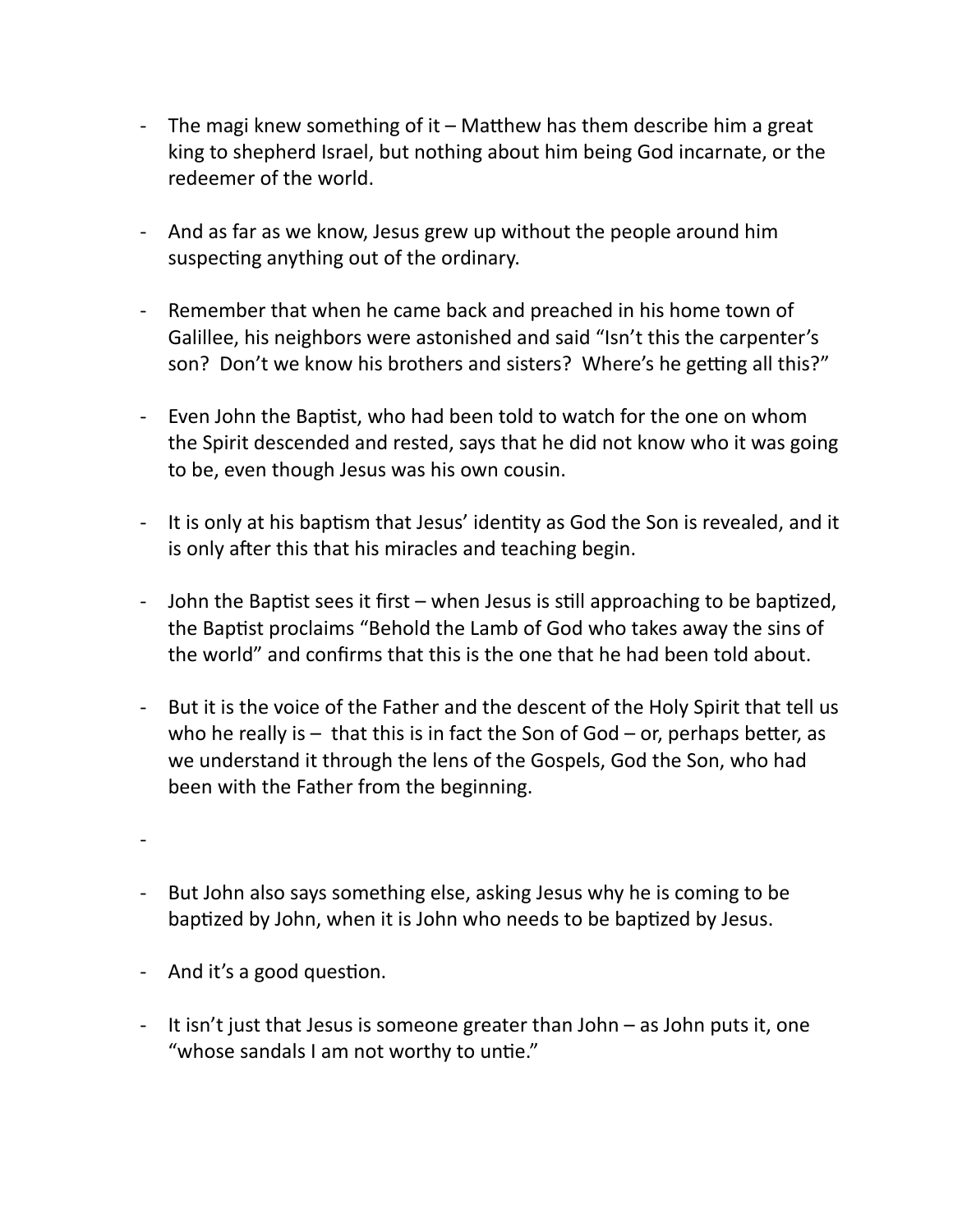- The magi knew something of it – Matthew has them describe him a great king to shepherd Israel, but nothing about him being God incarnate, or the redeemer of the world.

- And as far as we know, Jesus grew up without the people around him suspecting anything out of the ordinary.

- Remember that when he came back and preached in his home town of Galillee, his neighbors were astonished and said "Isn't this the carpenter's son? Don't we know his brothers and sisters? Where's he getting all this?"

- Even John the Baptist, who had been told to watch for the one on whom the Spirit descended and rested, says that he did not know who it was going to be, even though Jesus was his own cousin.

- It is only at his baptism that Jesus' identity as God the Son is revealed, and it is only after this that his miracles and teaching begin.

- John the Baptist sees it first – when Jesus is still approaching to be baptized, the Baptist proclaims "Behold the Lamb of God who takes away the sins of the world" and confirms that this is the one that he had been told about.

- But it is the voice of the Father and the descent of the Holy Spirit that tell us who he really is – that this is in fact the Son of God – or, perhaps better, as we understand it through the lens of the Gospels, God the Son, who had been with the Father from the beginning.

-

- But John also says something else, asking Jesus why he is coming to be baptized by John, when it is John who needs to be baptized by Jesus.

- And it's a good question.

- It isn't just that Jesus is someone greater than John – as John puts it, one "whose sandals I am not worthy to untie."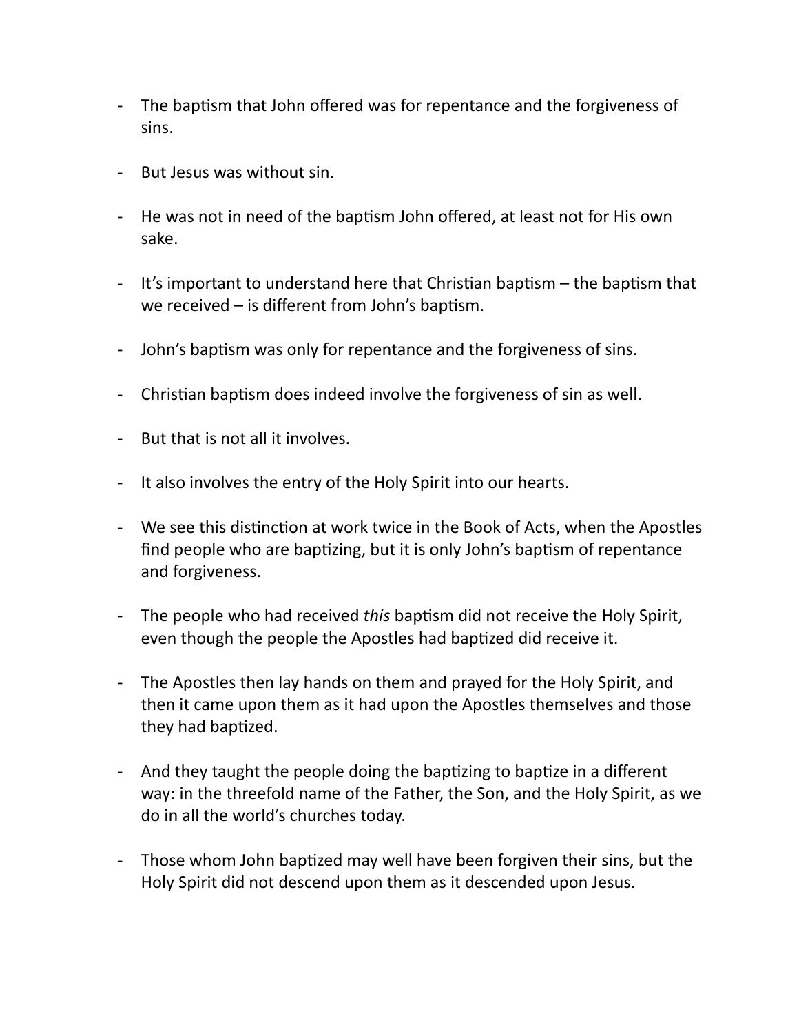- The baptism that John offered was for repentance and the forgiveness of sins.

- But Jesus was without sin.

- He was not in need of the baptism John offered, at least not for His own sake.

- It's important to understand here that Christian baptism – the baptism that we received – is different from John's baptism.

- John's baptism was only for repentance and the forgiveness of sins.

- Christian baptism does indeed involve the forgiveness of sin as well.

- But that is not all it involves.

- It also involves the entry of the Holy Spirit into our hearts.

- We see this distinction at work twice in the Book of Acts, when the Apostles find people who are baptizing, but it is only John's baptism of repentance and forgiveness.

- The people who had received *this* baptism did not receive the Holy Spirit, even though the people the Apostles had baptized did receive it.

- The Apostles then lay hands on them and prayed for the Holy Spirit, and then it came upon them as it had upon the Apostles themselves and those they had baptized.

- And they taught the people doing the baptizing to baptize in a different way: in the threefold name of the Father, the Son, and the Holy Spirit, as we do in all the world's churches today.

- Those whom John baptized may well have been forgiven their sins, but the Holy Spirit did not descend upon them as it descended upon Jesus.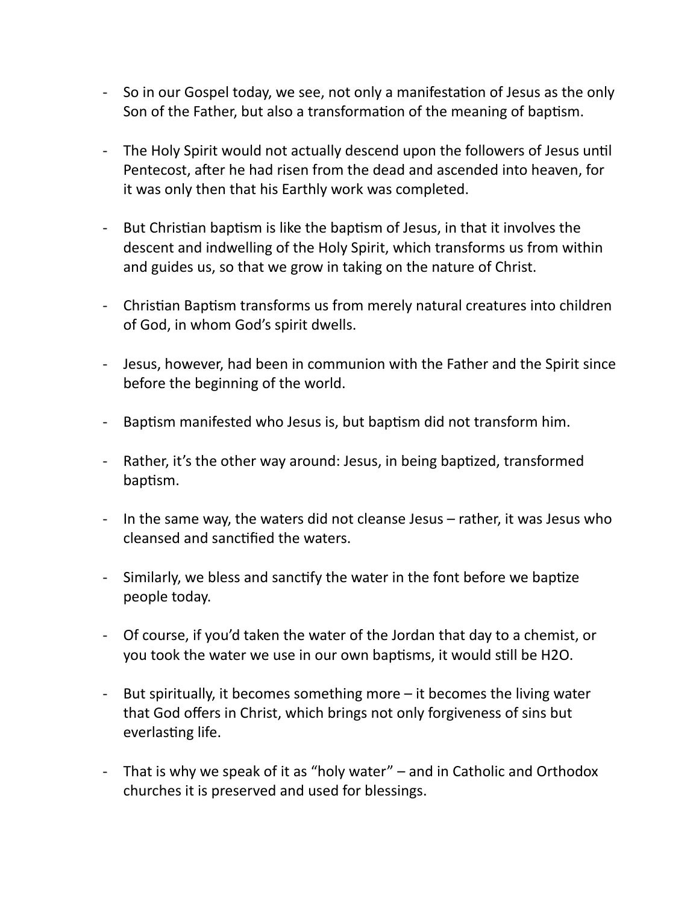- So in our Gospel today, we see, not only a manifestation of Jesus as the only Son of the Father, but also a transformation of the meaning of baptism.

- The Holy Spirit would not actually descend upon the followers of Jesus until Pentecost, after he had risen from the dead and ascended into heaven, for it was only then that his Earthly work was completed.

- But Christian baptism is like the baptism of Jesus, in that it involves the descent and indwelling of the Holy Spirit, which transforms us from within and guides us, so that we grow in taking on the nature of Christ.

- Christian Baptism transforms us from merely natural creatures into children of God, in whom God's spirit dwells.

- Jesus, however, had been in communion with the Father and the Spirit since before the beginning of the world.

- Baptism manifested who Jesus is, but baptism did not transform him.

- Rather, it's the other way around: Jesus, in being baptized, transformed baptism.

- In the same way, the waters did not cleanse Jesus – rather, it was Jesus who cleansed and sanctified the waters.

- Similarly, we bless and sanctify the water in the font before we baptize people today.

- Of course, if you'd taken the water of the Jordan that day to a chemist, or you took the water we use in our own baptisms, it would still be $H_2O$.

- But spiritually, it becomes something more – it becomes the living water that God offers in Christ, which brings not only forgiveness of sins but everlasting life.

- That is why we speak of it as "holy water" – and in Catholic and Orthodox churches it is preserved and used for blessings.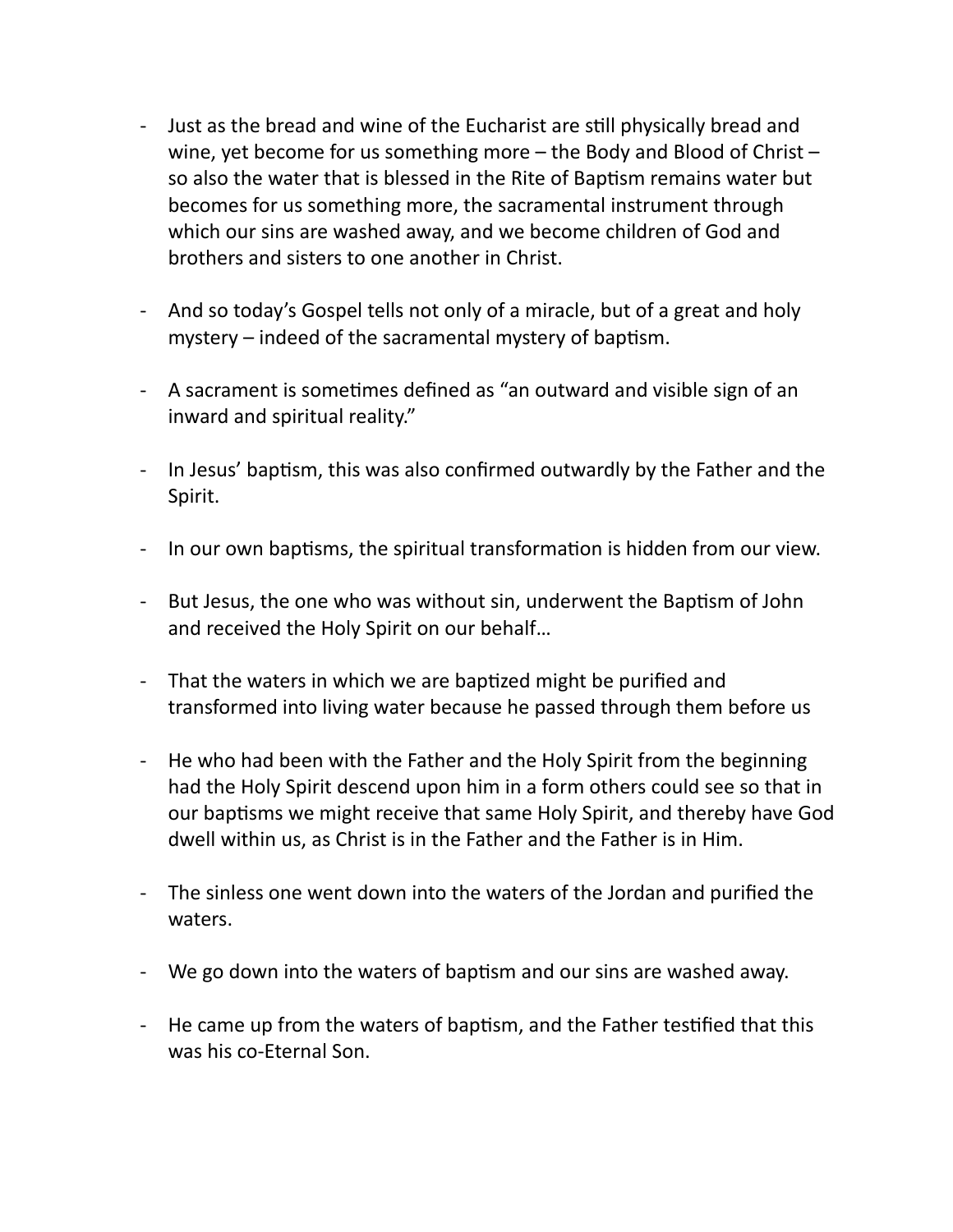- Just as the bread and wine of the Eucharist are still physically bread and wine, yet become for us something more – the Body and Blood of Christ – so also the water that is blessed in the Rite of Baptism remains water but becomes for us something more, the sacramental instrument through which our sins are washed away, and we become children of God and brothers and sisters to one another in Christ.

- And so today's Gospel tells not only of a miracle, but of a great and holy mystery – indeed of the sacramental mystery of baptism.

- A sacrament is sometimes defined as "an outward and visible sign of an inward and spiritual reality."

- In Jesus' baptism, this was also confirmed outwardly by the Father and the Spirit.

- In our own baptisms, the spiritual transformation is hidden from our view.

- But Jesus, the one who was without sin, underwent the Baptism of John and received the Holy Spirit on our behalf…

- That the waters in which we are baptized might be purified and transformed into living water because he passed through them before us

- He who had been with the Father and the Holy Spirit from the beginning had the Holy Spirit descend upon him in a form others could see so that in our baptisms we might receive that same Holy Spirit, and thereby have God dwell within us, as Christ is in the Father and the Father is in Him.

- The sinless one went down into the waters of the Jordan and purified the waters.

- We go down into the waters of baptism and our sins are washed away.

- He came up from the waters of baptism, and the Father testified that this was his co-Eternal Son.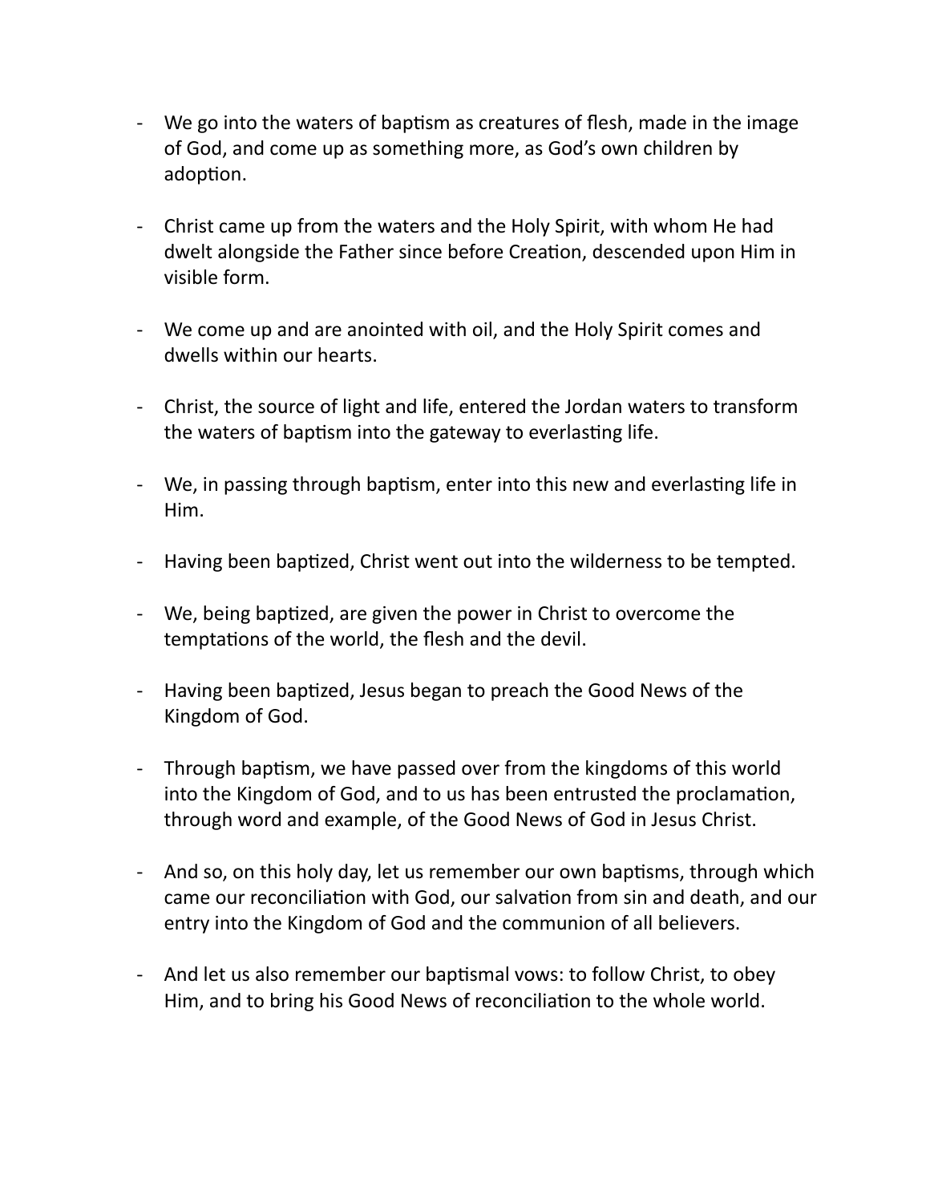- We go into the waters of baptism as creatures of flesh, made in the image of God, and come up as something more, as God's own children by adoption.

- Christ came up from the waters and the Holy Spirit, with whom He had dwelt alongside the Father since before Creation, descended upon Him in visible form.

- We come up and are anointed with oil, and the Holy Spirit comes and dwells within our hearts.

- Christ, the source of light and life, entered the Jordan waters to transform the waters of baptism into the gateway to everlasting life.

- We, in passing through baptism, enter into this new and everlasting life in Him.

- Having been baptized, Christ went out into the wilderness to be tempted.

- We, being baptized, are given the power in Christ to overcome the temptations of the world, the flesh and the devil.

- Having been baptized, Jesus began to preach the Good News of the Kingdom of God.

- Through baptism, we have passed over from the kingdoms of this world into the Kingdom of God, and to us has been entrusted the proclamation, through word and example, of the Good News of God in Jesus Christ.

- And so, on this holy day, let us remember our own baptisms, through which came our reconciliation with God, our salvation from sin and death, and our entry into the Kingdom of God and the communion of all believers.

- And let us also remember our baptismal vows: to follow Christ, to obey Him, and to bring his Good News of reconciliation to the whole world.